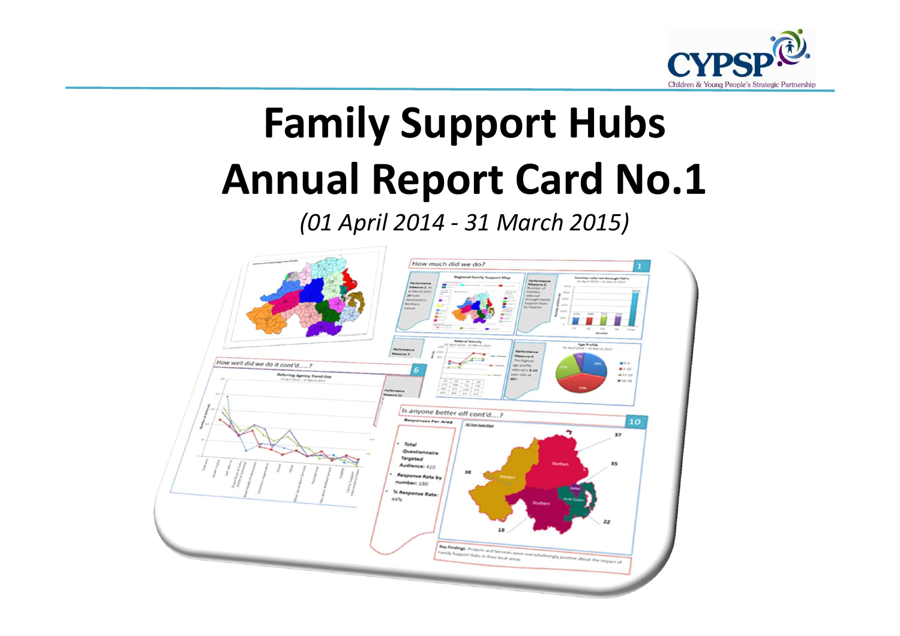# Family Support Hubs Annual Report Card No.1

*(01 April 2014 - 31 March 2015)*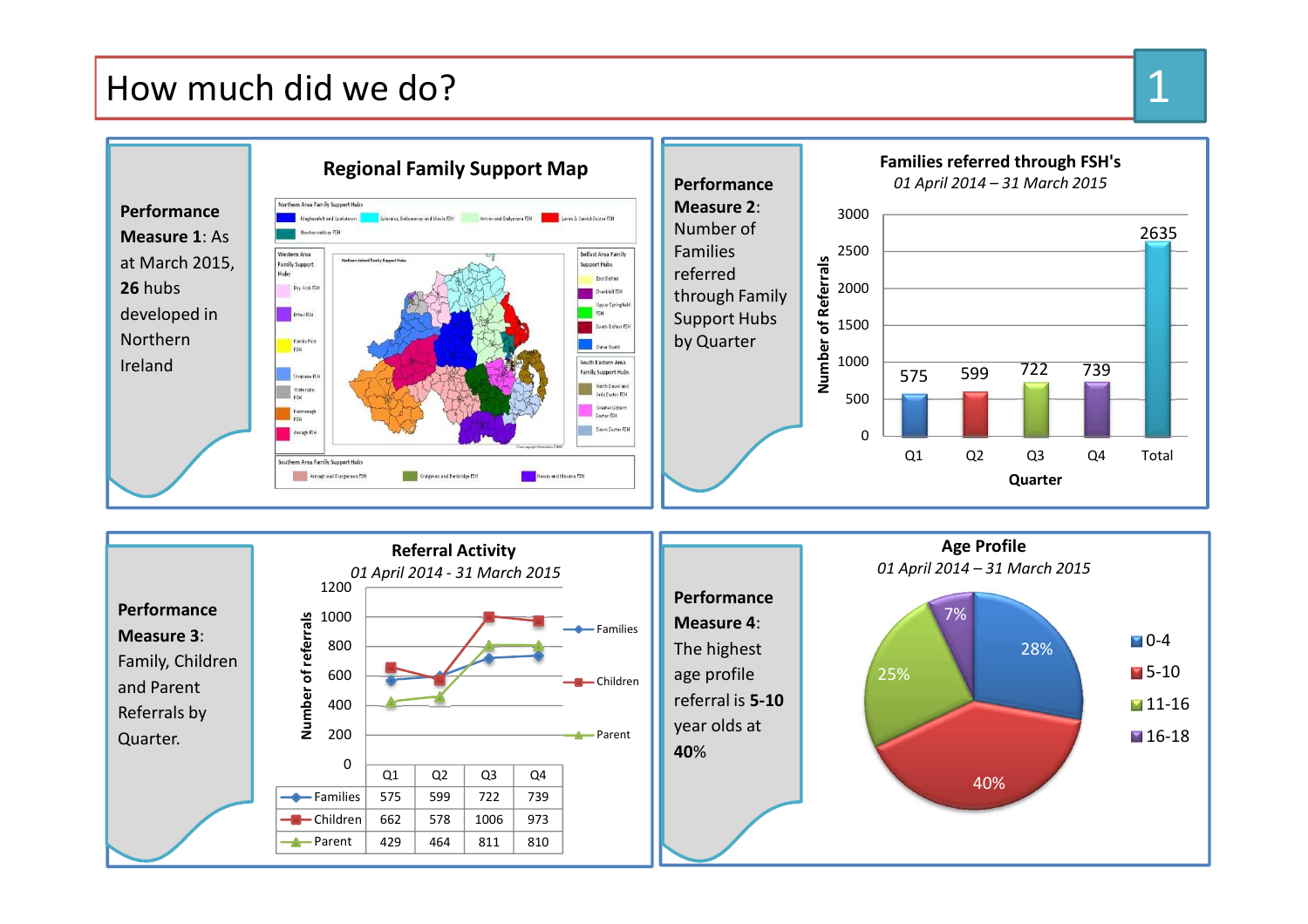# How much did we do?

**Performance Measure 1**: As at March 2015, **26** hubs developed in Northern Ireland

## Regional Family Support Map

**Performance Measure 2**: Number of Families referred through Family Support Hubs by Quarter

**Families referred through FSH's**

*01 April 2014 – 31 March 2015*

| Quarter | Number of Referrals |
|---|---|
| Q1 | 575 |
| Q2 | 599 |
| Q3 | 722 |
| Q4 | 739 |
| Total | 2635 |

**Performance Measure 3**: Family, Children and Parent Referrals by Quarter.

**Referral Activity**

*01 April 2014 - 31 March 2015*

| | Q1 | Q2 | Q3 | Q4 |
|---|---|---|---|---|
| Families | 575 | 599 | 722 | 739 |
| Children | 662 | 578 | 1006 | 973 |
| Parent | 429 | 464 | 811 | 810 |

**Performance Measure 4**: The highest age profile referral is **5-10** year olds at **40%**

**Age Profile**

*01 April 2014 – 31 March 2015*

| Age | % |
|---|---|
| 0-4 | 28% |
| 5-10 | 40% |
| 11-16 | 25% |
| 16-18 | 7% |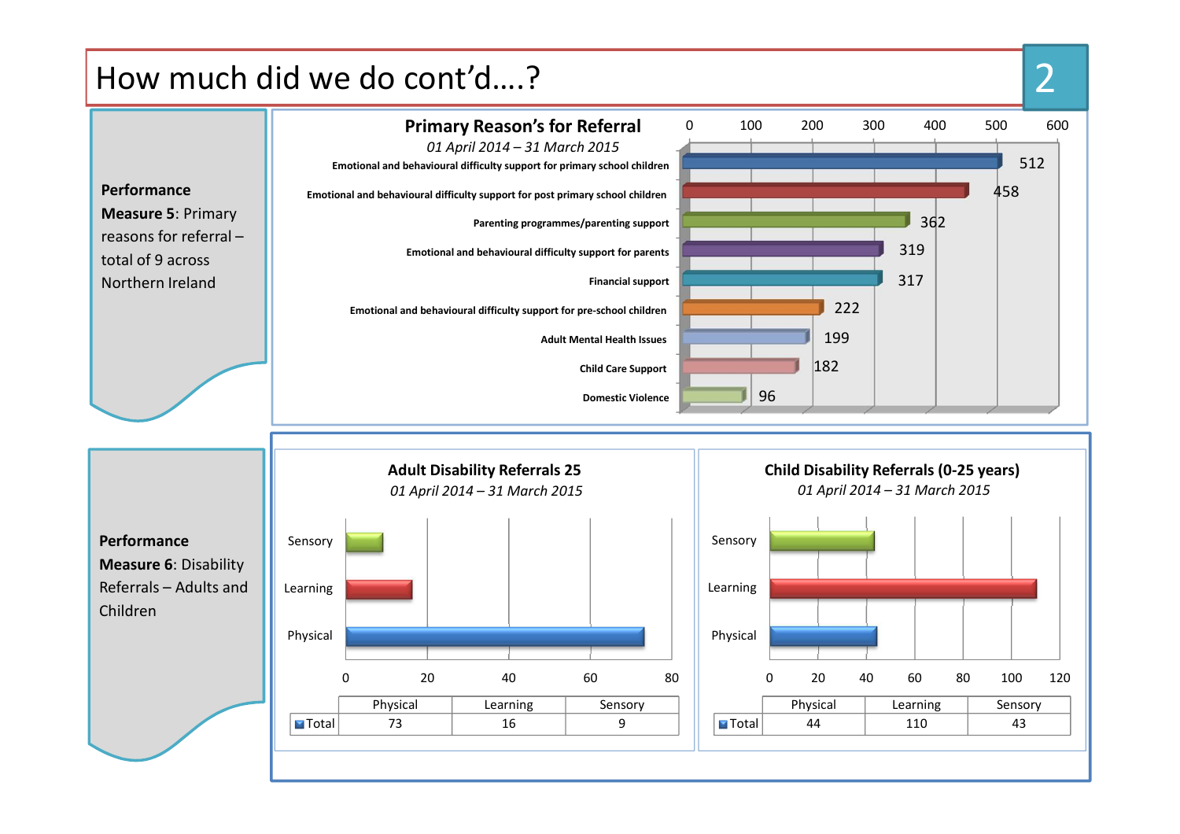# How much did we do cont'd....?

**Performance Measure 5**: Primary reasons for referral – total of 9 across Northern Ireland

**Primary Reason's for Referral**

*01 April 2014 – 31 March 2015*

| Reason | Number |
|---|---|
| Emotional and behavioural difficulty support for primary school children | 512 |
| Emotional and behavioural difficulty support for post primary school children | 458 |
| Parenting programmes/parenting support | 362 |
| Emotional and behavioural difficulty support for parents | 319 |
| Financial support | 317 |
| Emotional and behavioural difficulty support for pre-school children | 222 |
| Adult Mental Health Issues | 199 |
| Child Care Support | 182 |
| Domestic Violence | 96 |

**Performance Measure 6**: Disability Referrals – Adults and Children

**Adult Disability Referrals 25**

*01 April 2014 – 31 March 2015*

| | Physical | Learning | Sensory |
|---|---|---|---|
| Total | 73 | 16 | 9 |

**Child Disability Referrals (0-25 years)**

*01 April 2014 – 31 March 2015*

| | Physical | Learning | Sensory |
|---|---|---|---|
| Total | 44 | 110 | 43 |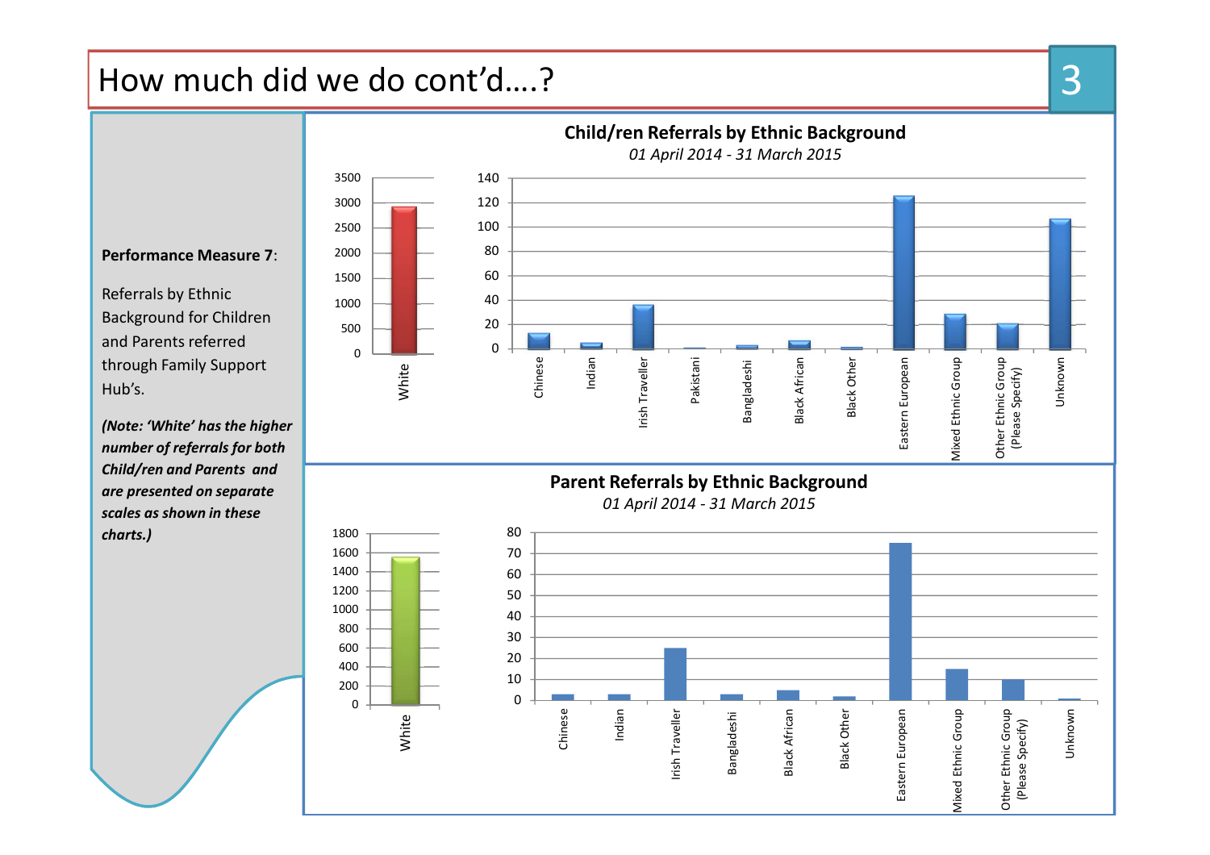# How much did we do cont'd….?

**Performance Measure 7**:

Referrals by Ethnic Background for Children and Parents referred through Family Support Hub's.

***(Note: 'White' has the higher number of referrals for both Child/ren and Parents and are presented on separate scales as shown in these charts.)***

**Child/ren Referrals by Ethnic Background**

*01 April 2014 - 31 March 2015*

**Parent Referrals by Ethnic Background**

*01 April 2014 - 31 March 2015*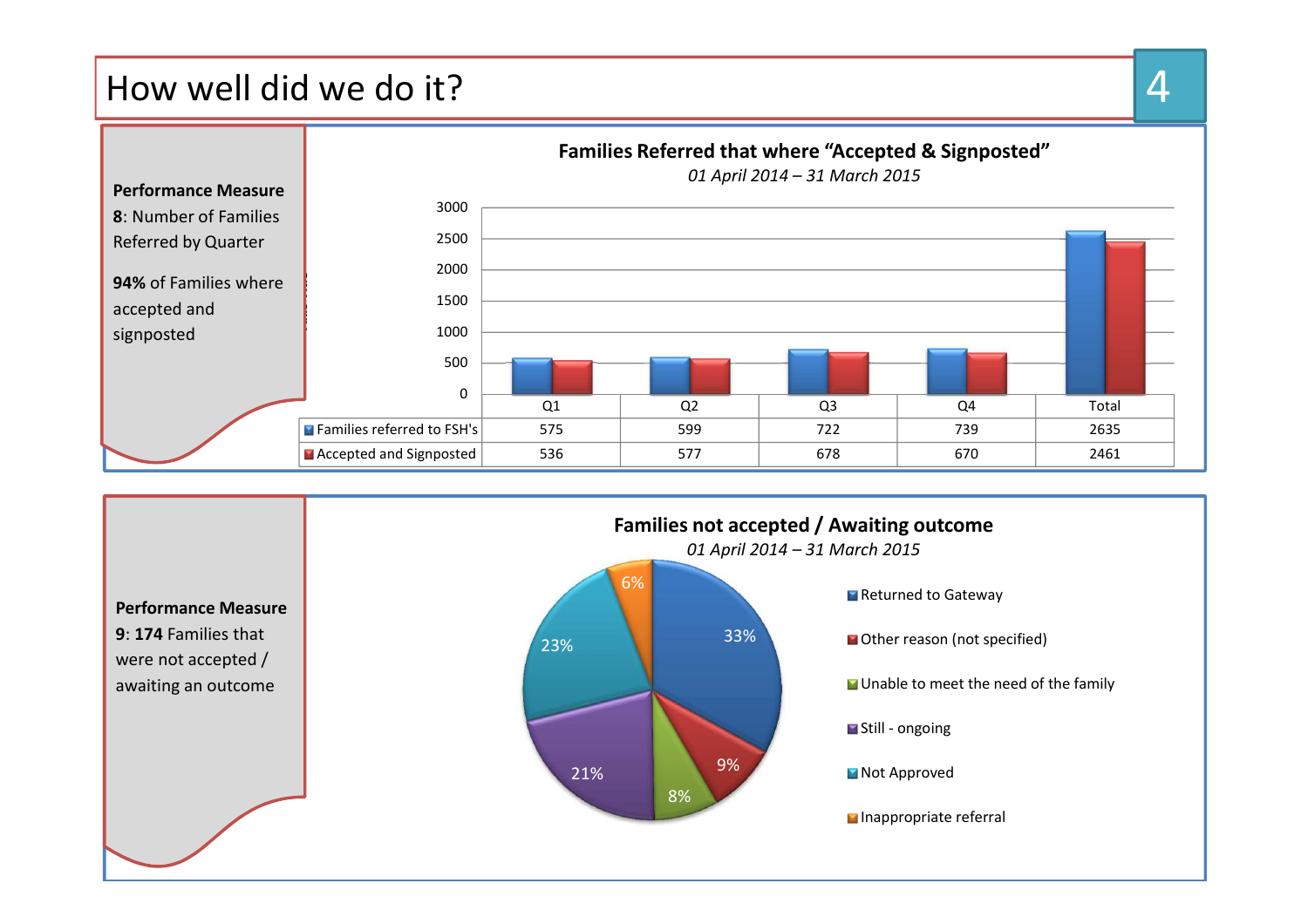# How well did we do it?

**Performance Measure 8**: Number of Families Referred by Quarter

**94%** of Families where accepted and signposted

**Families Referred that where "Accepted & Signposted"**

*01 April 2014 – 31 March 2015*

| | Q1 | Q2 | Q3 | Q4 | Total |
|---|---|---|---|---|---|
| Families referred to FSH's | 575 | 599 | 722 | 739 | 2635 |
| Accepted and Signposted | 536 | 577 | 678 | 670 | 2461 |

**Performance Measure 9**: **174** Families that were not accepted / awaiting an outcome

**Families not accepted / Awaiting outcome**

*01 April 2014 – 31 March 2015*

| Category | % |
|---|---|
| Returned to Gateway | 33% |
| Other reason (not specified) | 9% |
| Unable to meet the need of the family | 8% |
| Still - ongoing | 21% |
| Not Approved | 23% |
| Inappropriate referral | 6% |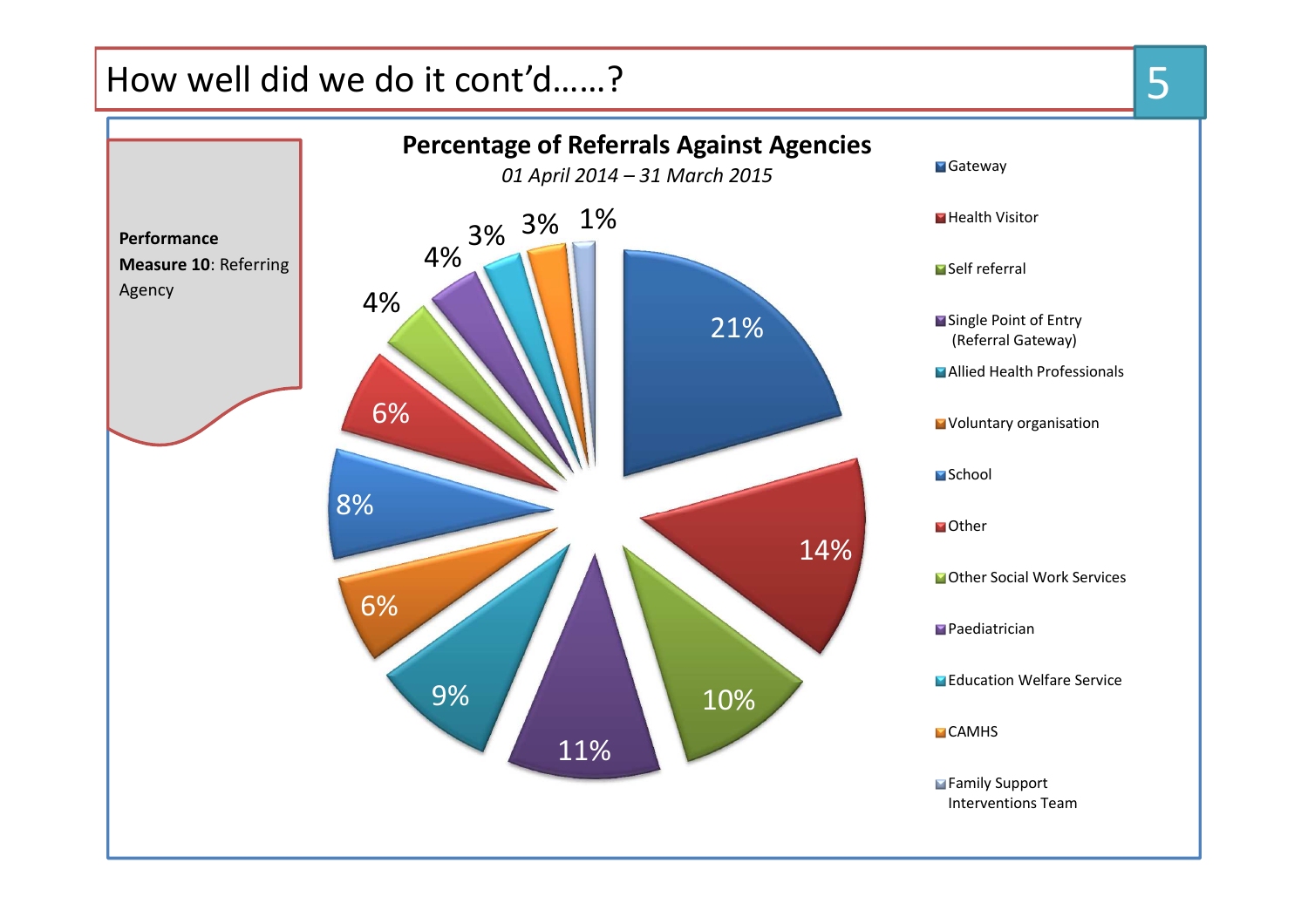# How well did we do it cont'd……?

**Performance Measure 10**: Referring Agency

## Percentage of Referrals Against Agencies

*01 April 2014 – 31 March 2015*

| Agency | Percentage |
|---|---|
| Gateway | 21% |
| Health Visitor | 14% |
| Self referral | 10% |
| Single Point of Entry (Referral Gateway) | 11% |
| Allied Health Professionals | 9% |
| Voluntary organisation | 6% |
| School | 8% |
| Other | 6% |
| Other Social Work Services | 4% |
| Paediatrician | 4% |
| Education Welfare Service | 3% |
| CAMHS | 3% |
| Family Support Interventions Team | 1% |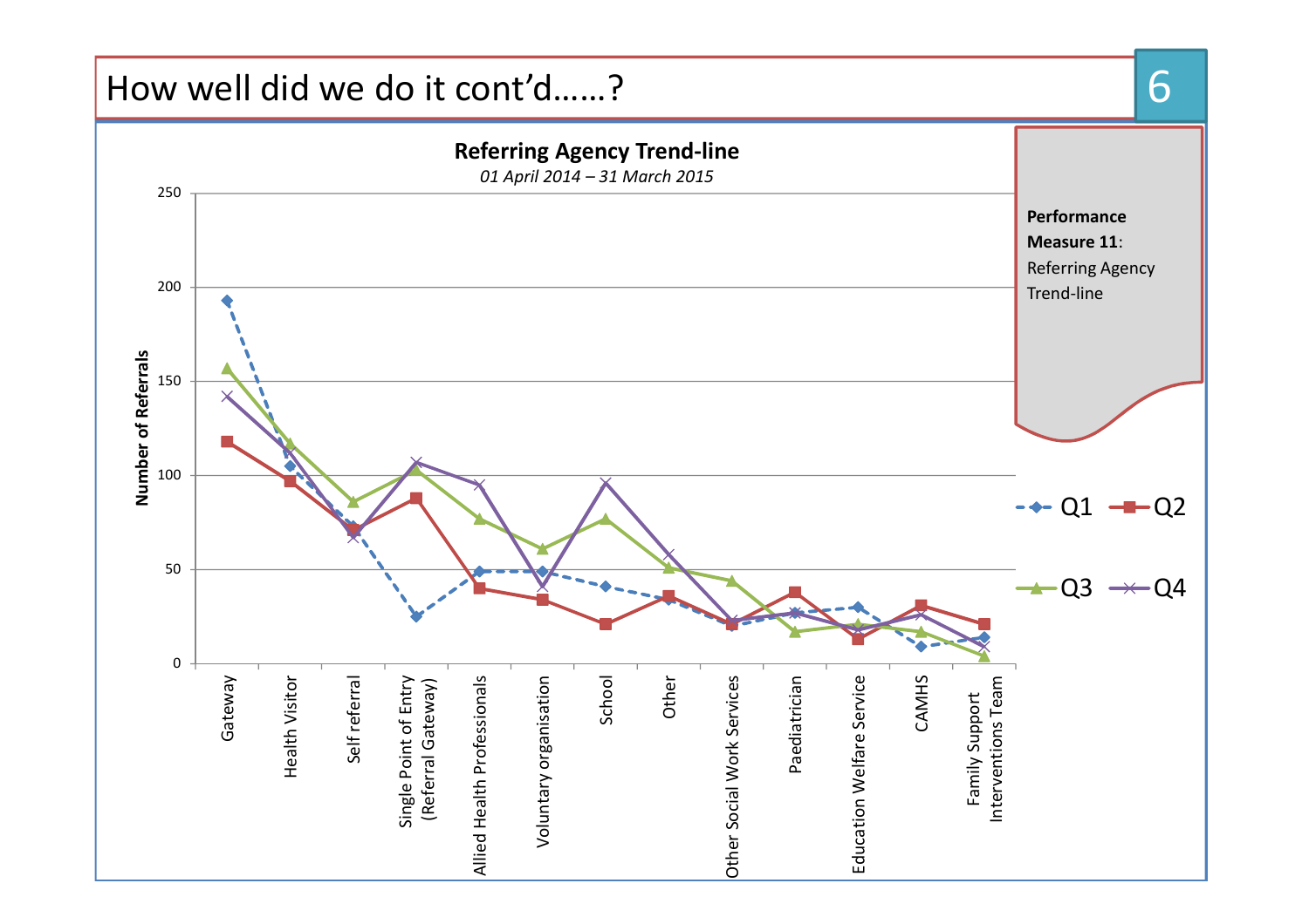# How well did we do it cont'd……?

**Referring Agency Trend-line**

*01 April 2014 – 31 March 2015*

Number of Referrals

Gateway, Health Visitor, Self referral, Single Point of Entry (Referral Gateway), Allied Health Professionals, Voluntary organisation, School, Other, Other Social Work Services, Paediatrician, Education Welfare Service, CAMHS, Family Support Interventions Team

Q1 Q2 Q3 Q4

**Performance Measure 11**: Referring Agency Trend-line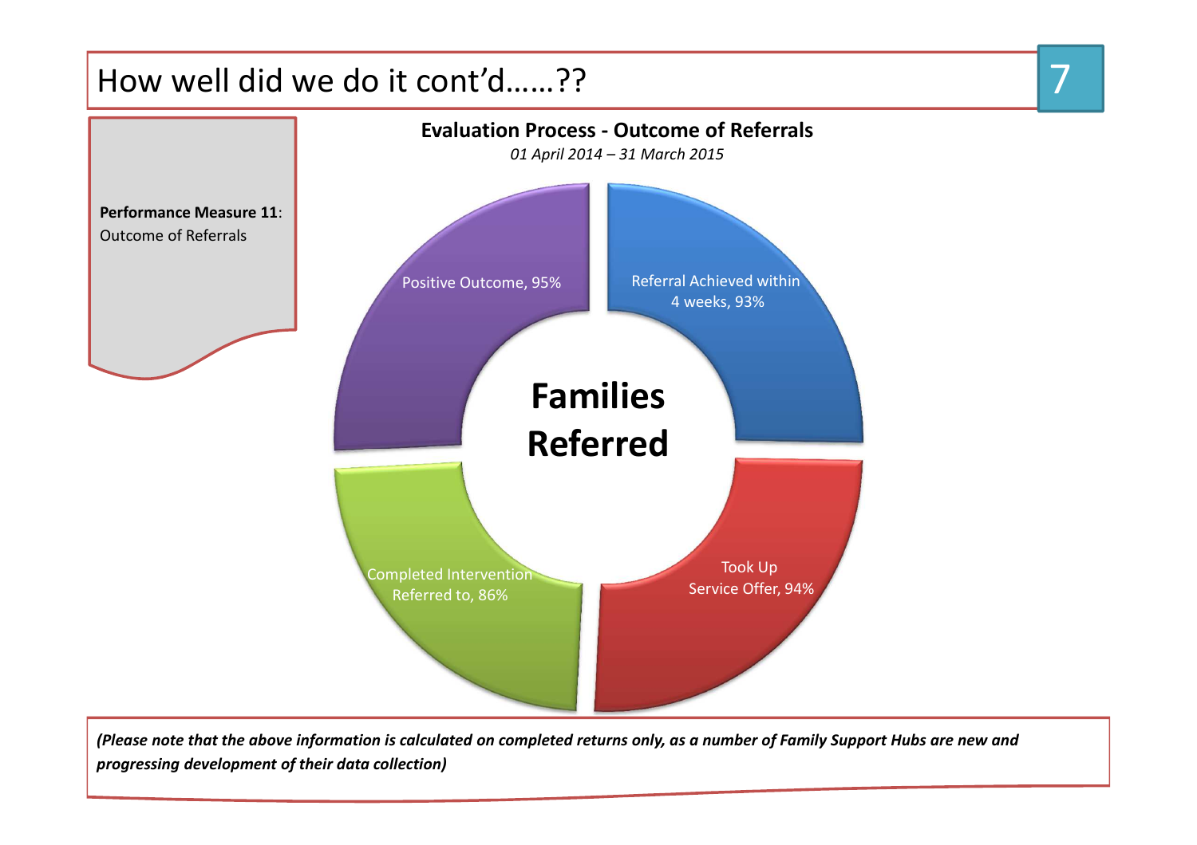# How well did we do it cont'd……??

**Performance Measure 11**: Outcome of Referrals

**Evaluation Process - Outcome of Referrals**

*01 April 2014 – 31 March 2015*

**Families Referred**

- Referral Achieved within 4 weeks, 93%
- Took Up Service Offer, 94%
- Completed Intervention Referred to, 86%
- Positive Outcome, 95%

***(Please note that the above information is calculated on completed returns only, as a number of Family Support Hubs are new and progressing development of their data collection)***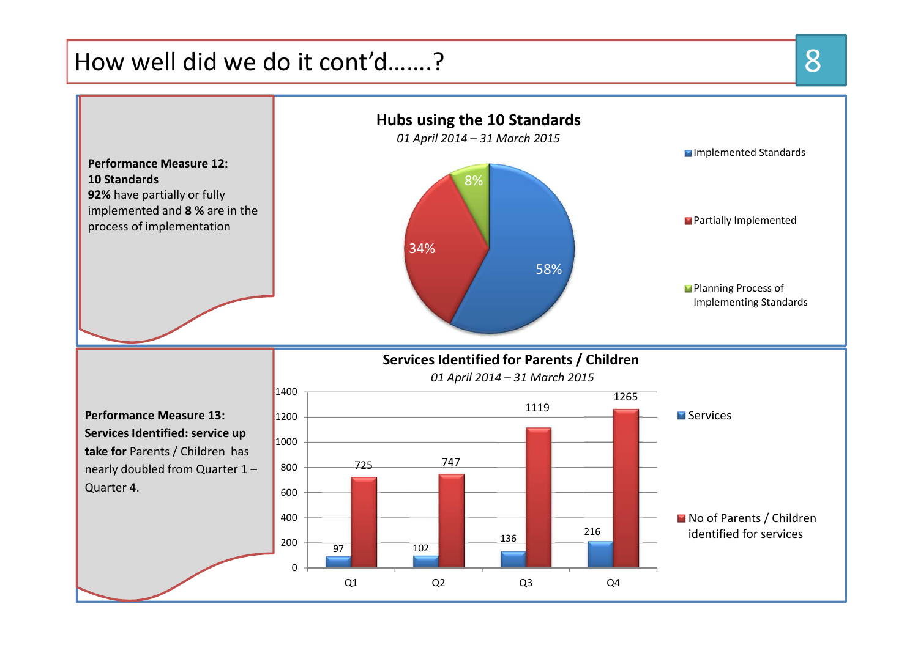# How well did we do it cont'd…….?

**Performance Measure 12:**
**10 Standards**
**92%** have partially or fully implemented and **8 %** are in the process of implementation

## Hubs using the 10 Standards

*01 April 2014 – 31 March 2015*

| Category | Percentage |
|---|---|
| Implemented Standards | 58% |
| Partially Implemented | 34% |
| Planning Process of Implementing Standards | 8% |

**Performance Measure 13:**
**Services Identified: service up take for** Parents / Children has nearly doubled from Quarter 1 – Quarter 4.

## Services Identified for Parents / Children

*01 April 2014 – 31 March 2015*

| | Q1 | Q2 | Q3 | Q4 |
|---|---|---|---|---|
| Services | 97 | 102 | 136 | 216 |
| No of Parents / Children identified for services | 725 | 747 | 1119 | 1265 |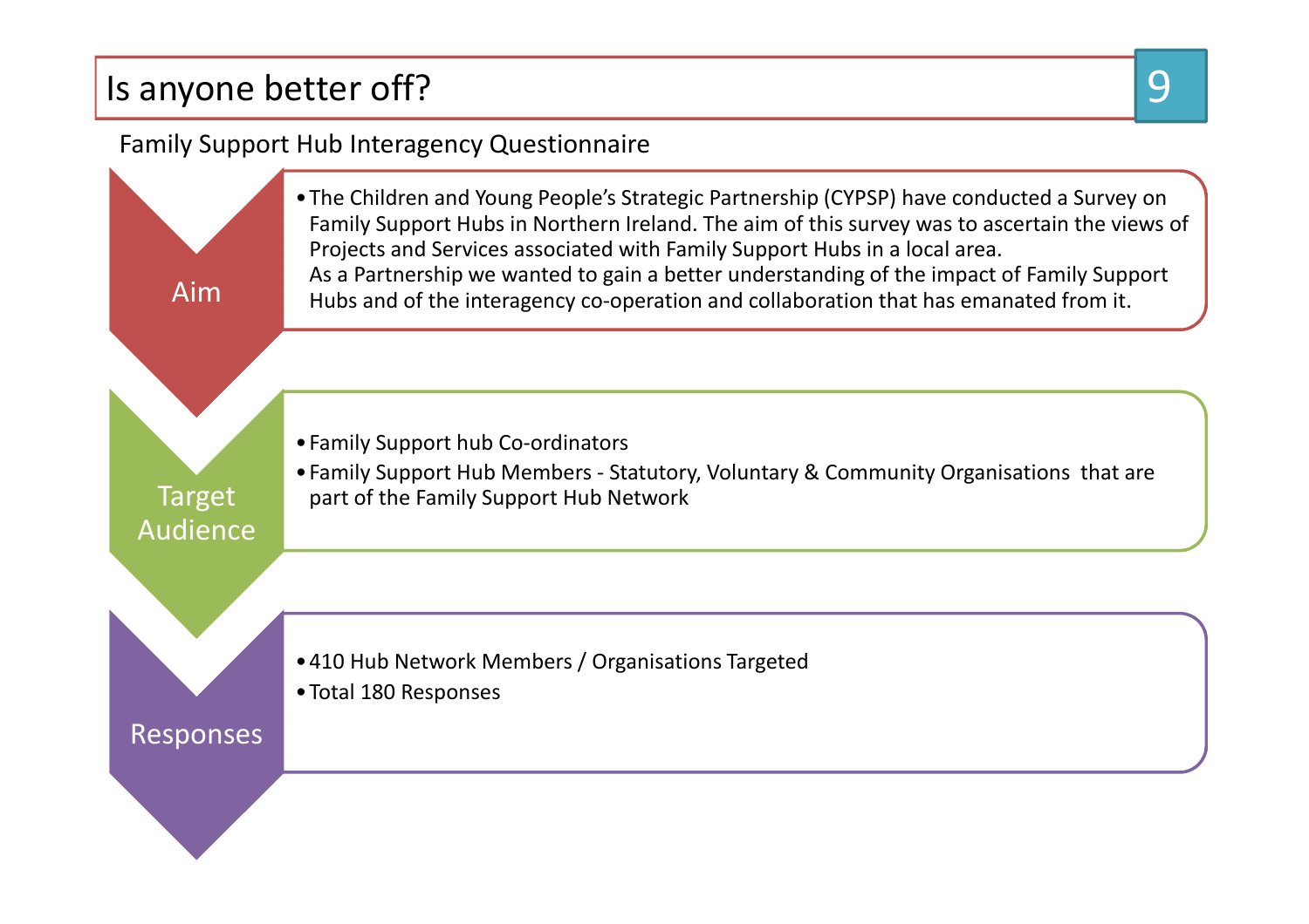# Is anyone better off?

Family Support Hub Interagency Questionnaire

## Aim

- The Children and Young People's Strategic Partnership (CYPSP) have conducted a Survey on Family Support Hubs in Northern Ireland. The aim of this survey was to ascertain the views of Projects and Services associated with Family Support Hubs in a local area.
  As a Partnership we wanted to gain a better understanding of the impact of Family Support Hubs and of the interagency co-operation and collaboration that has emanated from it.

## Target Audience

- Family Support hub Co-ordinators
- Family Support Hub Members - Statutory, Voluntary & Community Organisations that are part of the Family Support Hub Network

## Responses

- 410 Hub Network Members / Organisations Targeted
- Total 180 Responses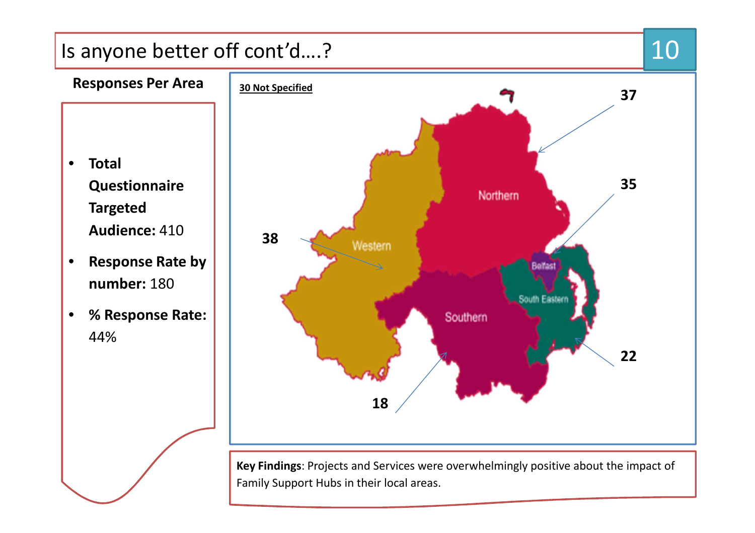# Is anyone better off cont'd….?

**Responses Per Area**

- **Total Questionnaire Targeted Audience:** 410
- **Response Rate by number:** 180
- **% Response Rate:** 44%

**30 Not Specified**

| Area | Responses |
| --- | --- |
| Northern | 37 |
| Belfast | 35 |
| Western | 38 |
| South Eastern | 22 |
| Southern | 18 |

**Key Findings**: Projects and Services were overwhelmingly positive about the impact of Family Support Hubs in their local areas.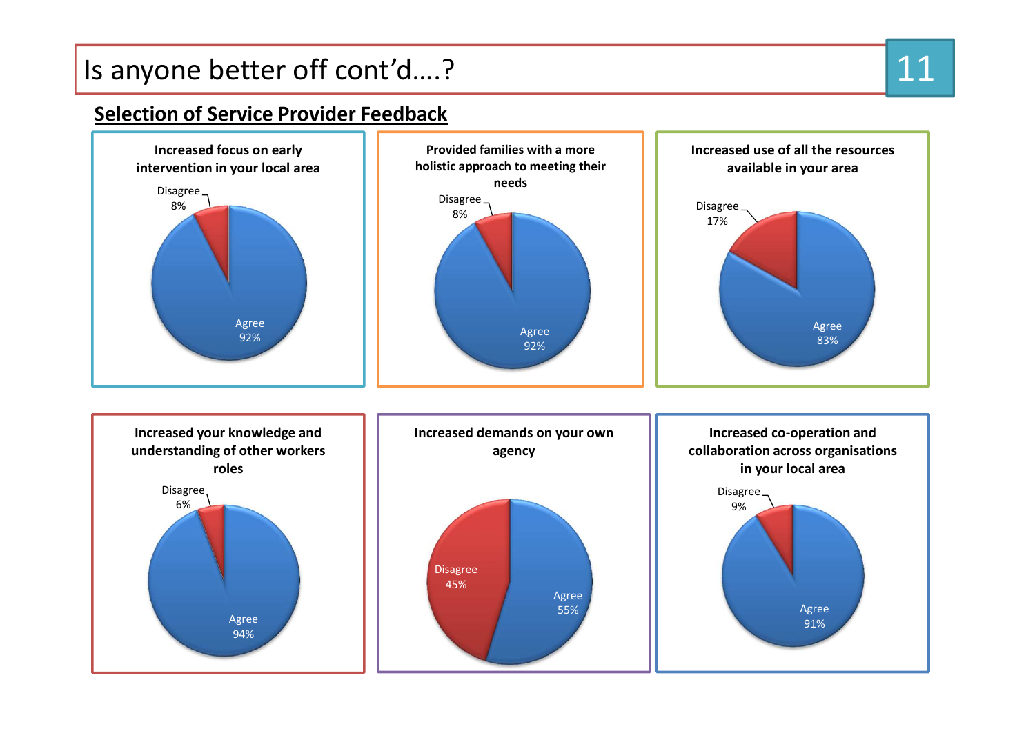# Is anyone better off cont'd….?

## Selection of Service Provider Feedback

**Increased focus on early intervention in your local area**

- Disagree 8%
- Agree 92%

**Provided families with a more holistic approach to meeting their needs**

- Disagree 8%
- Agree 92%

**Increased use of all the resources available in your area**

- Disagree 17%
- Agree 83%

**Increased your knowledge and understanding of other workers roles**

- Disagree 6%
- Agree 94%

**Increased demands on your own agency**

- Disagree 45%
- Agree 55%

**Increased co-operation and collaboration across organisations in your local area**

- Disagree 9%
- Agree 91%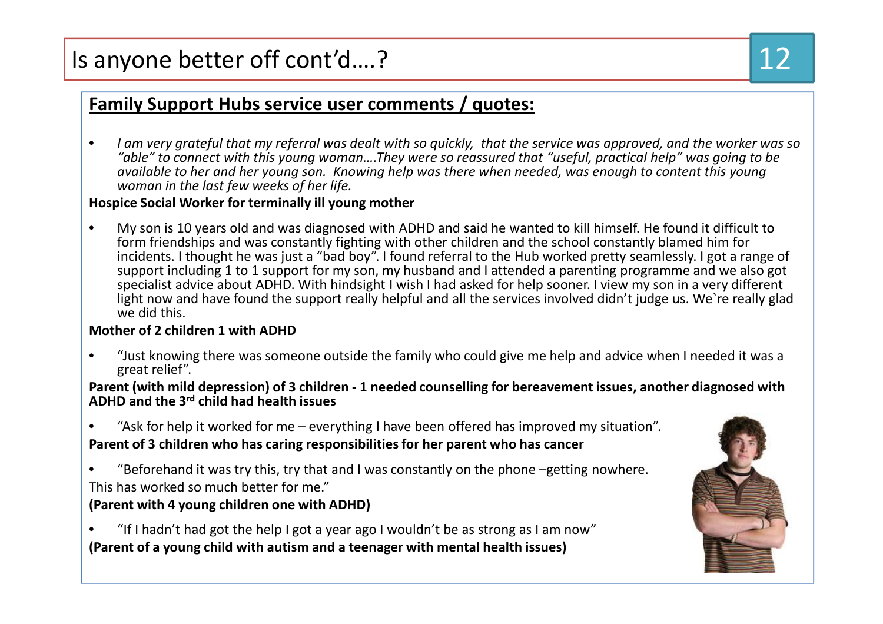# Is anyone better off cont'd….?

## Family Support Hubs service user comments / quotes:

- *I am very grateful that my referral was dealt with so quickly, that the service was approved, and the worker was so "able" to connect with this young woman….They were so reassured that "useful, practical help" was going to be available to her and her young son. Knowing help was there when needed, was enough to content this young woman in the last few weeks of her life.*

**Hospice Social Worker for terminally ill young mother**

- My son is 10 years old and was diagnosed with ADHD and said he wanted to kill himself. He found it difficult to form friendships and was constantly fighting with other children and the school constantly blamed him for incidents. I thought he was just a "bad boy". I found referral to the Hub worked pretty seamlessly. I got a range of support including 1 to 1 support for my son, my husband and I attended a parenting programme and we also got specialist advice about ADHD. With hindsight I wish I had asked for help sooner. I view my son in a very different light now and have found the support really helpful and all the services involved didn't judge us. We`re really glad we did this.

**Mother of 2 children 1 with ADHD**

- "Just knowing there was someone outside the family who could give me help and advice when I needed it was a great relief".

**Parent (with mild depression) of 3 children - 1 needed counselling for bereavement issues, another diagnosed with ADHD and the 3rd child had health issues**

- "Ask for help it worked for me – everything I have been offered has improved my situation".

**Parent of 3 children who has caring responsibilities for her parent who has cancer**

- "Beforehand it was try this, try that and I was constantly on the phone –getting nowhere. This has worked so much better for me."

**(Parent with 4 young children one with ADHD)**

- "If I hadn't had got the help I got a year ago I wouldn't be as strong as I am now"

**(Parent of a young child with autism and a teenager with mental health issues)**